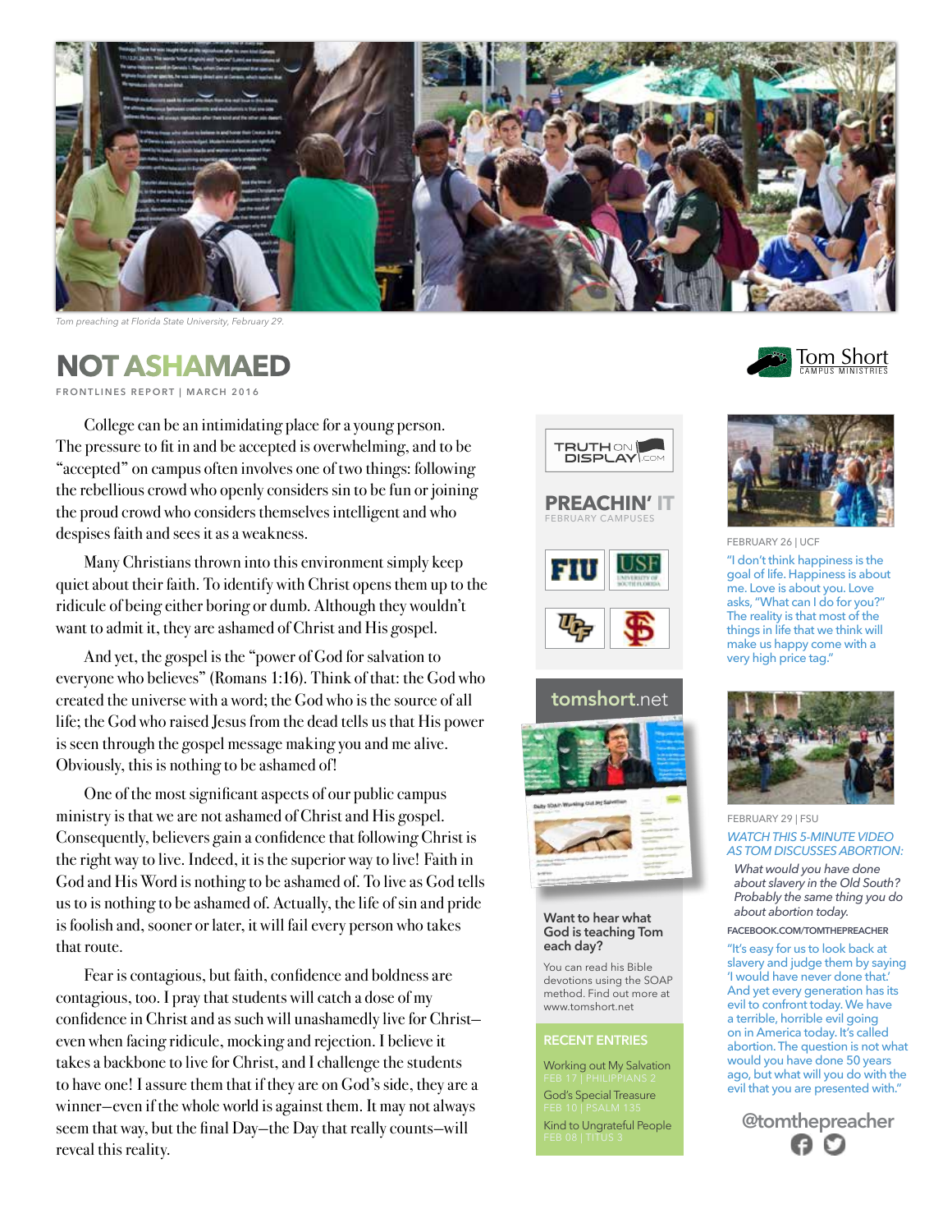Tom preaching at Florida State University, February 29.

# NOT ASHAMAED

FRONTLINES REPORT | MARCH 2016

Tom Short CAMPUS MINISTRIES

College can be an intimidating place for a young person. The pressure to fit in and be accepted is overwhelming, and to be "accepted" on campus often involves one of two things: following the rebellious crowd who openly considers sin to be fun or joining the proud crowd who considers themselves intelligent and who despises faith and sees it as a weakness.

Many Christians thrown into this environment simply keep quiet about their faith. To identify with Christ opens them up to the ridicule of being either boring or dumb. Although they wouldn't want to admit it, they are ashamed of Christ and His gospel.

And yet, the gospel is the "power of God for salvation to everyone who believes" (Romans 1:16). Think of that: the God who created the universe with a word; the God who is the source of all life; the God who raised Jesus from the dead tells us that His power is seen through the gospel message making you and me alive. Obviously, this is nothing to be ashamed of!

One of the most significant aspects of our public campus ministry is that we are not ashamed of Christ and His gospel. Consequently, believers gain a confidence that following Christ is the right way to live. Indeed, it is the superior way to live! Faith in God and His Word is nothing to be ashamed of. To live as God tells us to is nothing to be ashamed of. Actually, the life of sin and pride is foolish and, sooner or later, it will fail every person who takes that route.

Fear is contagious, but faith, confidence and boldness are contagious, too. I pray that students will catch a dose of my confidence in Christ and as such will unashamedly live for Christ—even when facing ridicule, mocking and rejection. I believe it takes a backbone to live for Christ, and I challenge the students to have one! I assure them that if they are on God's side, they are a winner—even if the whole world is against them. It may not always seem that way, but the final Day—the Day that really counts—will reveal this reality.

TRUTH ON DISPLAY.COM

## PREACHIN' IT

FEBRUARY CAMPUSES

FIU · USF · UCF · FSU

## tomshort.net

**Want to hear what God is teaching Tom each day?**

You can read his Bible devotions using the SOAP method. Find out more at www.tomshort.net

### RECENT ENTRIES

Working out My Salvation
FEB 17 | PHILIPPIANS 2

God's Special Treasure
FEB 10 | PSALM 135

Kind to Ungrateful People
FEB 08 | TITUS 3

FEBRUARY 26 | UCF

"I don't think happiness is the goal of life. Happiness is about me. Love is about you. Love asks, "What can I do for you?" The reality is that most of the things in life that we think will make us happy come with a very high price tag."

FEBRUARY 29 | FSU

*WATCH THIS 5-MINUTE VIDEO AS TOM DISCUSSES ABORTION:*

*What would you have done about slavery in the Old South? Probably the same thing you do about abortion today.*

FACEBOOK.COM/TOMTHEPREACHER

"It's easy for us to look back at slavery and judge them by saying 'I would have never done that.' And yet every generation has its evil to confront today. We have a terrible, horrible evil going on in America today. It's called abortion. The question is not what would you have done 50 years ago, but what will you do with the evil that you are presented with."

@tomthepreacher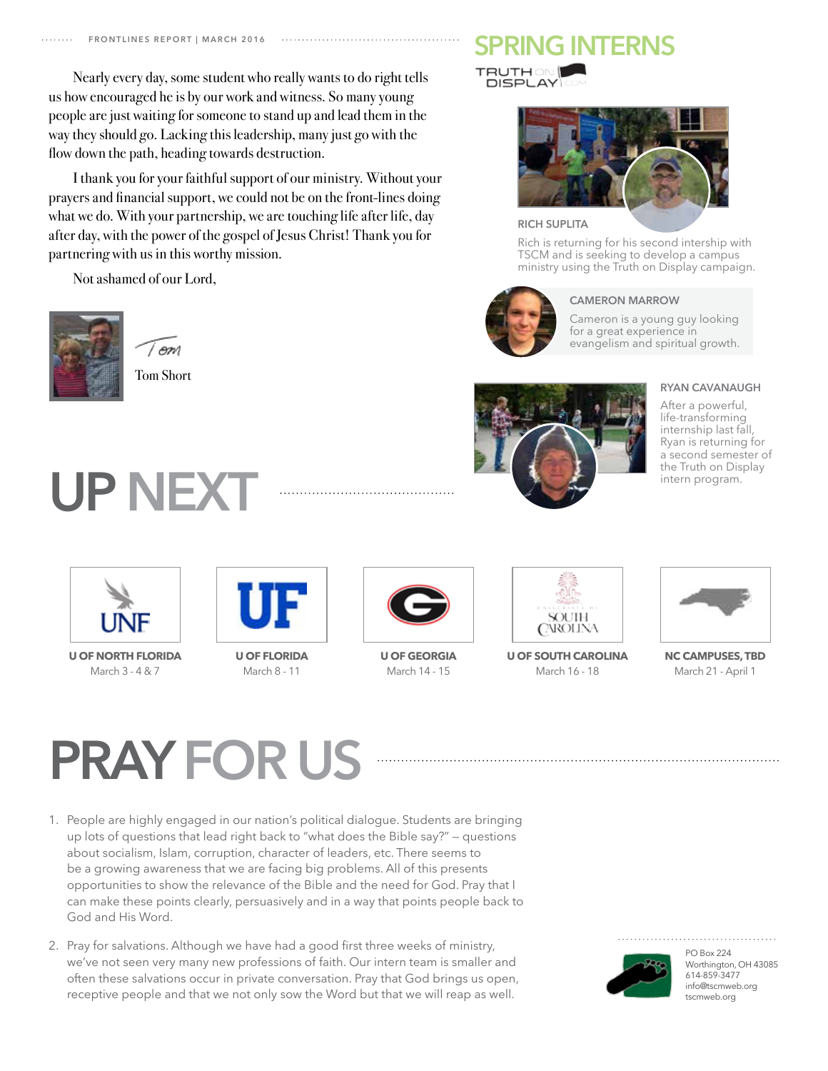Nearly every day, some student who really wants to do right tells us how encouraged he is by our work and witness. So many young people are just waiting for someone to stand up and lead them in the way they should go. Lacking this leadership, many just go with the flow down the path, heading towards destruction.

I thank you for your faithful support of our ministry. Without your prayers and financial support, we could not be on the front-lines doing what we do. With your partnership, we are touching life after life, day after day, with the power of the gospel of Jesus Christ! Thank you for partnering with us in this worthy mission.

Not ashamed of our Lord,

Tom

Tom Short

## SPRING INTERNS

TRUTH ON DISPLAY .COM

**RICH SUPLITA**

Rich is returning for his second intership with TSCM and is seeking to develop a campus ministry using the Truth on Display campaign.

**CAMERON MARROW**

Cameron is a young guy looking for a great experience in evangelism and spiritual growth.

**RYAN CAVANAUGH**

After a powerful, life-transforming internship last fall, Ryan is returning for a second semester of the Truth on Display intern program.

# UP NEXT

**U OF NORTH FLORIDA**
March 3 - 4 & 7

**U OF FLORIDA**
March 8 - 11

**U OF GEORGIA**
March 14 - 15

**U OF SOUTH CAROLINA**
March 16 - 18

**NC CAMPUSES, TBD**
March 21 - April 1

# PRAY FOR US

1. People are highly engaged in our nation's political dialogue. Students are bringing up lots of questions that lead right back to "what does the Bible say?" – questions about socialism, Islam, corruption, character of leaders, etc. There seems to be a growing awareness that we are facing big problems. All of this presents opportunities to show the relevance of the Bible and the need for God. Pray that I can make these points clearly, persuasively and in a way that points people back to God and His Word.
2. Pray for salvations. Although we have had a good first three weeks of ministry, we've not seen very many new professions of faith. Our intern team is smaller and often these salvations occur in private conversation. Pray that God brings us open, receptive people and that we not only sow the Word but that we will reap as well.

PO Box 224
Worthington, OH 43085
614-859-3477
info@tscmweb.org
tscmweb.org